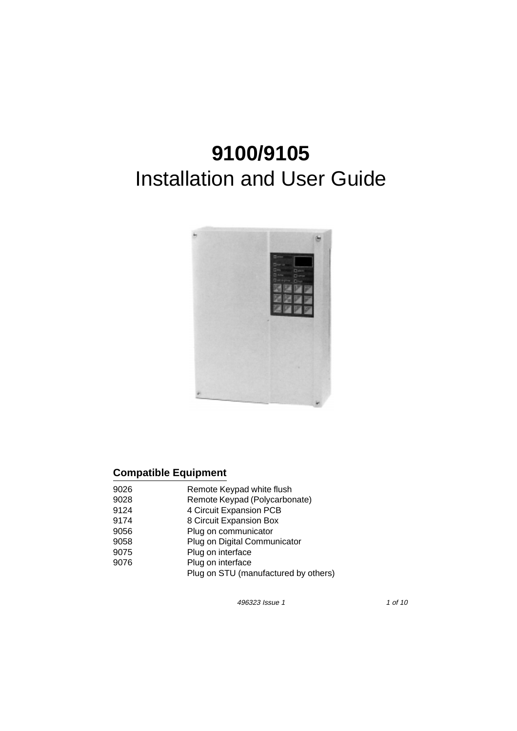# 9100/9105
Installation and User Guide

## Compatible Equipment

| | |
|---|---|
| 9026 | Remote Keypad white flush |
| 9028 | Remote Keypad (Polycarbonate) |
| 9124 | 4 Circuit Expansion PCB |
| 9174 | 8 Circuit Expansion Box |
| 9056 | Plug on communicator |
| 9058 | Plug on Digital Communicator |
| 9075 | Plug on interface |
| 9076 | Plug on interface |
| | Plug on STU (manufactured by others) |

496323 Issue 1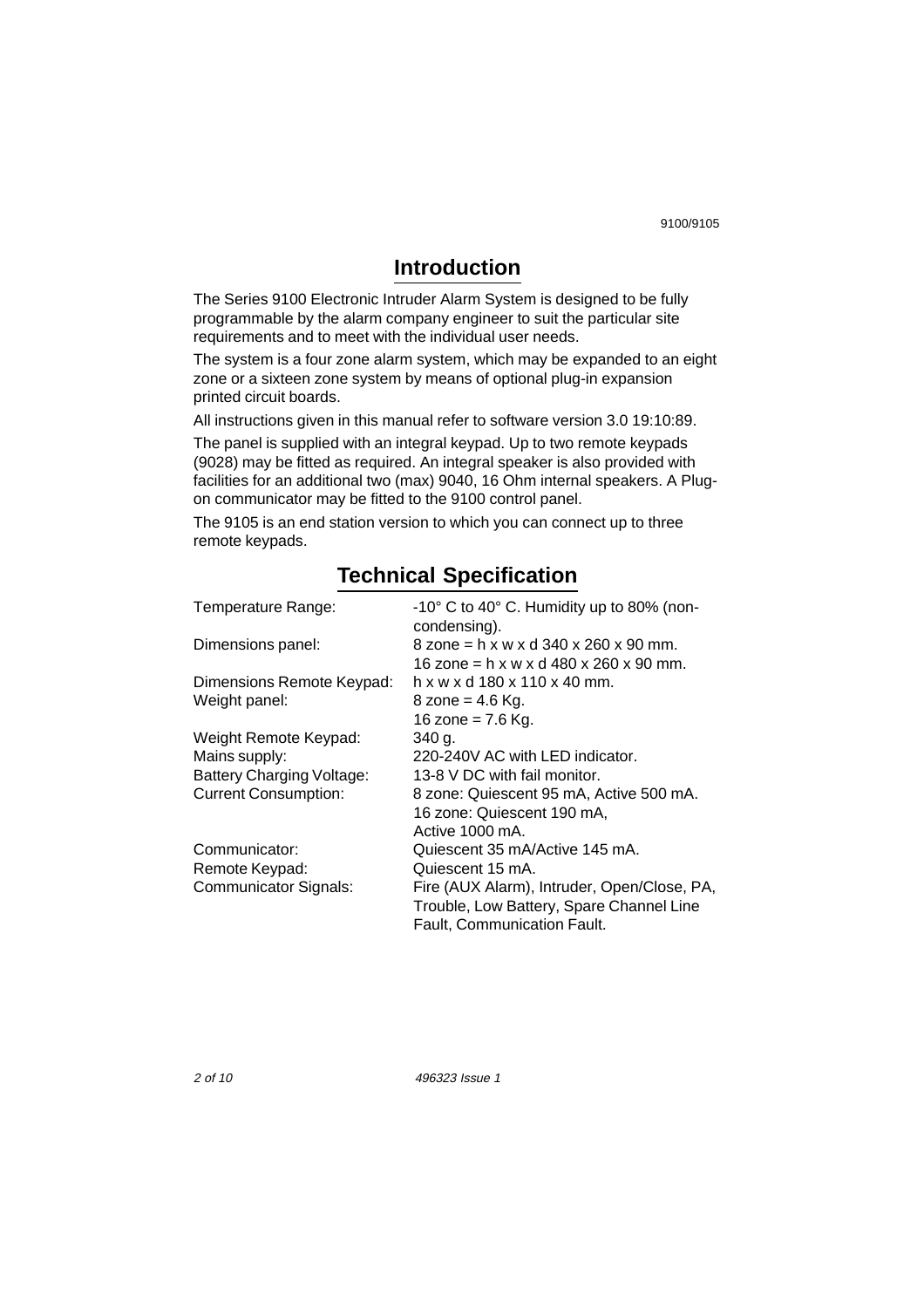## Introduction

The Series 9100 Electronic Intruder Alarm System is designed to be fully programmable by the alarm company engineer to suit the particular site requirements and to meet with the individual user needs.

The system is a four zone alarm system, which may be expanded to an eight zone or a sixteen zone system by means of optional plug-in expansion printed circuit boards.

All instructions given in this manual refer to software version 3.0 19:10:89.

The panel is supplied with an integral keypad. Up to two remote keypads (9028) may be fitted as required. An integral speaker is also provided with facilities for an additional two (max) 9040, 16 Ohm internal speakers. A Plug-on communicator may be fitted to the 9100 control panel.

The 9105 is an end station version to which you can connect up to three remote keypads.

## Technical Specification

| | |
|---|---|
| Temperature Range: | -10° C to 40° C. Humidity up to 80% (non-condensing). |
| Dimensions panel: | 8 zone = h x w x d 340 x 260 x 90 mm.<br>16 zone = h x w x d 480 x 260 x 90 mm. |
| Dimensions Remote Keypad: | h x w x d 180 x 110 x 40 mm. |
| Weight panel: | 8 zone = 4.6 Kg.<br>16 zone = 7.6 Kg. |
| Weight Remote Keypad: | 340 g. |
| Mains supply: | 220-240V AC with LED indicator. |
| Battery Charging Voltage: | 13-8 V DC with fail monitor. |
| Current Consumption: | 8 zone: Quiescent 95 mA, Active 500 mA.<br>16 zone: Quiescent 190 mA, Active 1000 mA. |
| Communicator: | Quiescent 35 mA/Active 145 mA. |
| Remote Keypad: | Quiescent 15 mA. |
| Communicator Signals: | Fire (AUX Alarm), Intruder, Open/Close, PA, Trouble, Low Battery, Spare Channel Line Fault, Communication Fault. |

496323 Issue 1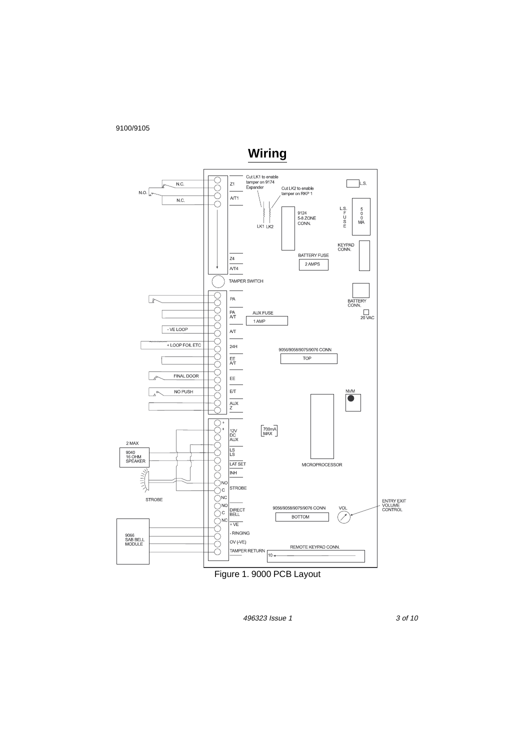# Wiring

Cut LK1 to enable tamper on 9174 Expander

Cut LK2 to enable tamper on RKP 1

N.C.

N.O.

N.C.

Z1

A/T1

LK1 LK2

9124 5-8 ZONE CONN.

L.S.

L.S. FUSE

500 MA

KEYPAD CONN.

BATTERY FUSE

2 AMPS

Z4

A/T4

TAMPER SWITCH

BATTERY CONN.

20 VAC

PA

PA A/T

AUX FUSE

1 AMP

- VE LOOP

A/T

+ LOOP FOIL ETC

24H

9056/9058/9075/9076 CONN

TOP

EE A/T

FINAL DOOR

EE

NO PUSH

E/T

NVM

AUX Z

12V DC AUX

700mA MAX

2 MAX

9040 16 OHM SPEAKER

LS LS

LAT SET

MICROPROCESSOR

INH

NO C STROBE

STROBE

NC NO C NC DIRECT BELL

9056/9058/9075/9076 CONN

BOTTOM

VOL

ENTRY EXIT VOLUME CONTROL

+ VE

9066 SAB BELL MODULE

- RINGING

OV (-VE)

TAMPER RETURN

REMOTE KEYPAD CONN.

10

Figure 1. 9000 PCB Layout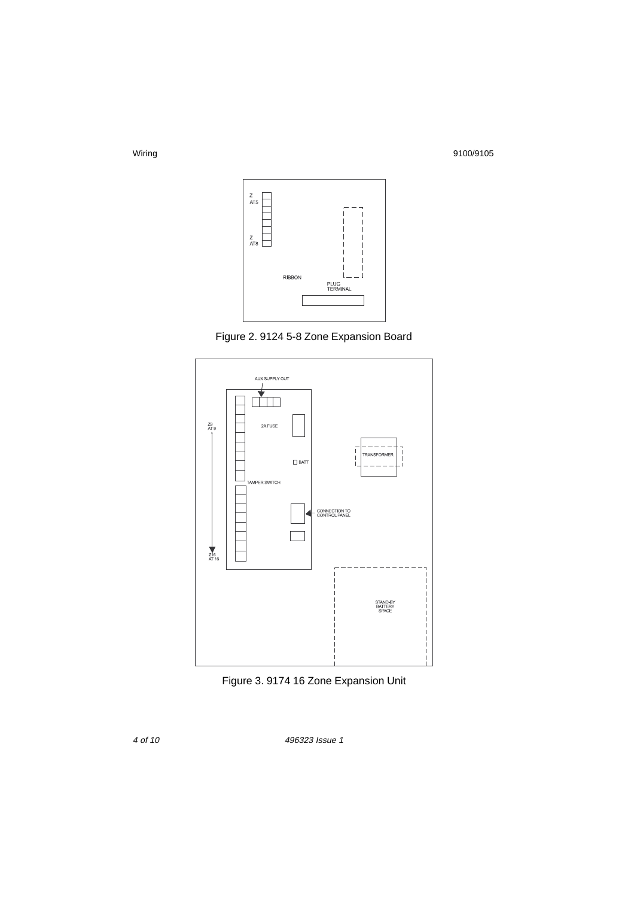Z
AT5

Z
AT8

RIBBON

PLUG
TERMINAL

Figure 2. 9124 5-8 Zone Expansion Board

AUX SUPPLY OUT

Z9
AT 9

2A FUSE

TRANSFORMER

BATT

TAMPER SWITCH

CONNECTION TO
CONTROL PANEL

Z16
AT 16

STAND-BY
BATTERY
SPACE

Figure 3. 9174 16 Zone Expansion Unit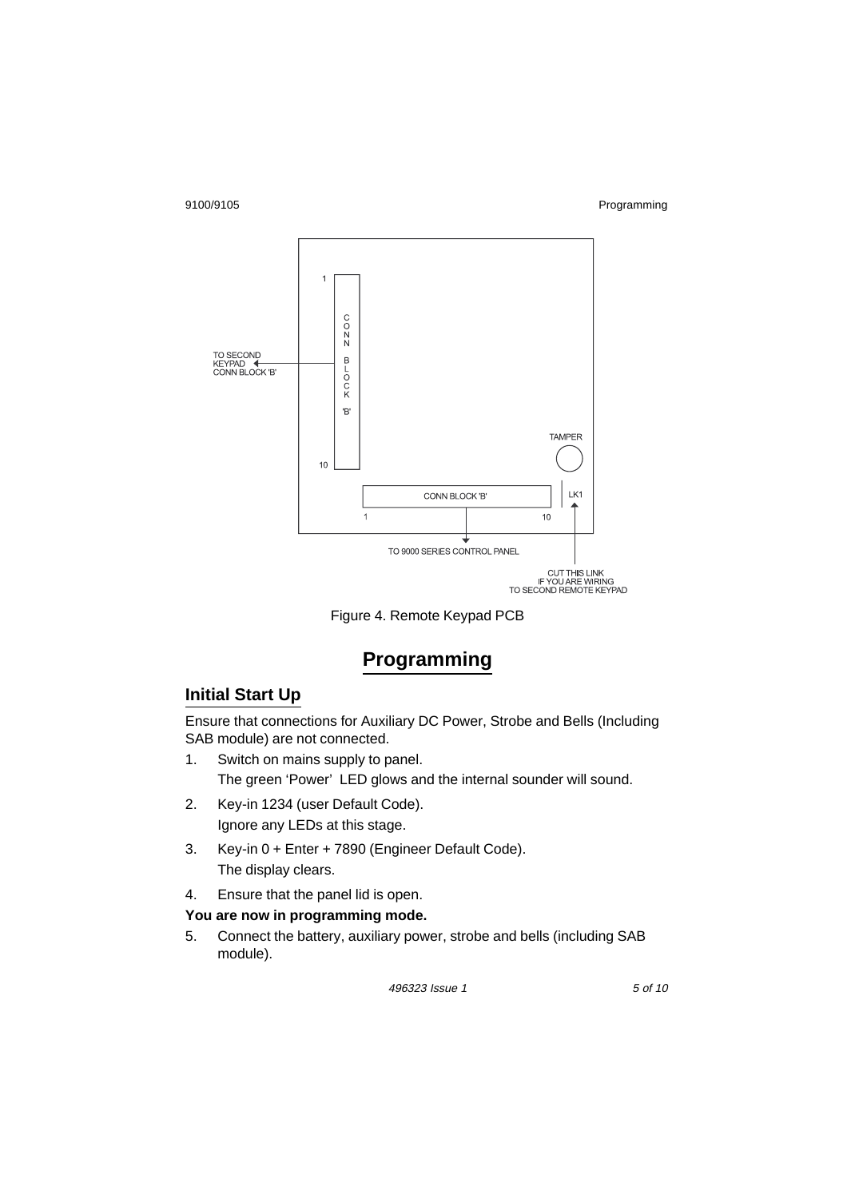TO SECOND KEYPAD CONN BLOCK 'B'

CONN BLOCK 'B'

TAMPER

LK1

TO 9000 SERIES CONTROL PANEL

CUT THIS LINK IF YOU ARE WIRING TO SECOND REMOTE KEYPAD

Figure 4. Remote Keypad PCB

# Programming

## Initial Start Up

Ensure that connections for Auxiliary DC Power, Strobe and Bells (Including SAB module) are not connected.

1. Switch on mains supply to panel.
   The green 'Power' LED glows and the internal sounder will sound.
2. Key-in 1234 (user Default Code).
   Ignore any LEDs at this stage.
3. Key-in 0 + Enter + 7890 (Engineer Default Code).
   The display clears.
4. Ensure that the panel lid is open.

**You are now in programming mode.**

5. Connect the battery, auxiliary power, strobe and bells (including SAB module).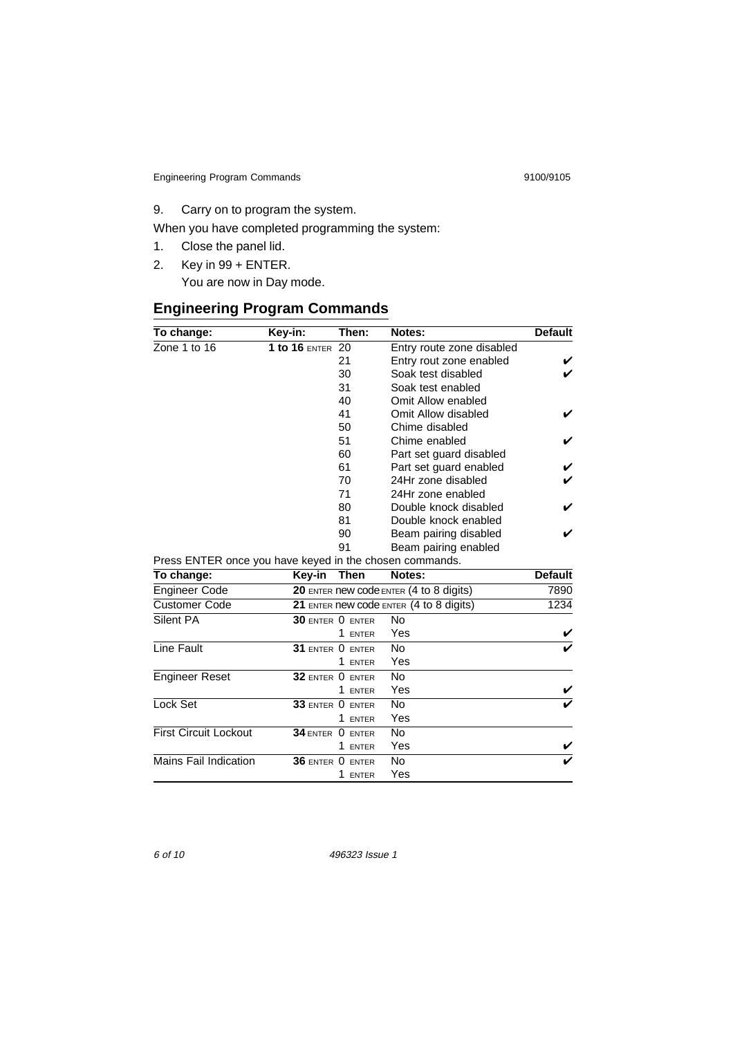9. Carry on to program the system.

When you have completed programming the system:

1. Close the panel lid.
2. Key in 99 + ENTER.

   You are now in Day mode.

## Engineering Program Commands

| To change: | Key-in: | Then: | Notes: | Default |
|---|---|---|---|---|
| Zone 1 to 16 | **1 to 16** ENTER | 20 | Entry route zone disabled | |
| | | 21 | Entry rout zone enabled | ✔ |
| | | 30 | Soak test disabled | ✔ |
| | | 31 | Soak test enabled | |
| | | 40 | Omit Allow enabled | |
| | | 41 | Omit Allow disabled | ✔ |
| | | 50 | Chime disabled | |
| | | 51 | Chime enabled | ✔ |
| | | 60 | Part set guard disabled | |
| | | 61 | Part set guard enabled | ✔ |
| | | 70 | 24Hr zone disabled | ✔ |
| | | 71 | 24Hr zone enabled | |
| | | 80 | Double knock disabled | ✔ |
| | | 81 | Double knock enabled | |
| | | 90 | Beam pairing disabled | ✔ |
| | | 91 | Beam pairing enabled | |

Press ENTER once you have keyed in the chosen commands.

| To change: | Key-in | Then | Notes: | Default |
|---|---|---|---|---|
| Engineer Code | **20** ENTER new code ENTER (4 to 8 digits) | | | 7890 |
| Customer Code | **21** ENTER new code ENTER (4 to 8 digits) | | | 1234 |
| Silent PA | **30** ENTER | 0 ENTER | No | |
| | | 1 ENTER | Yes | ✔ |
| Line Fault | **31** ENTER | 0 ENTER | No | ✔ |
| | | 1 ENTER | Yes | |
| Engineer Reset | **32** ENTER | 0 ENTER | No | |
| | | 1 ENTER | Yes | ✔ |
| Lock Set | **33** ENTER | 0 ENTER | No | ✔ |
| | | 1 ENTER | Yes | |
| First Circuit Lockout | **34** ENTER | 0 ENTER | No | |
| | | 1 ENTER | Yes | ✔ |
| Mains Fail Indication | **36** ENTER | 0 ENTER | No | ✔ |
| | | 1 ENTER | Yes | |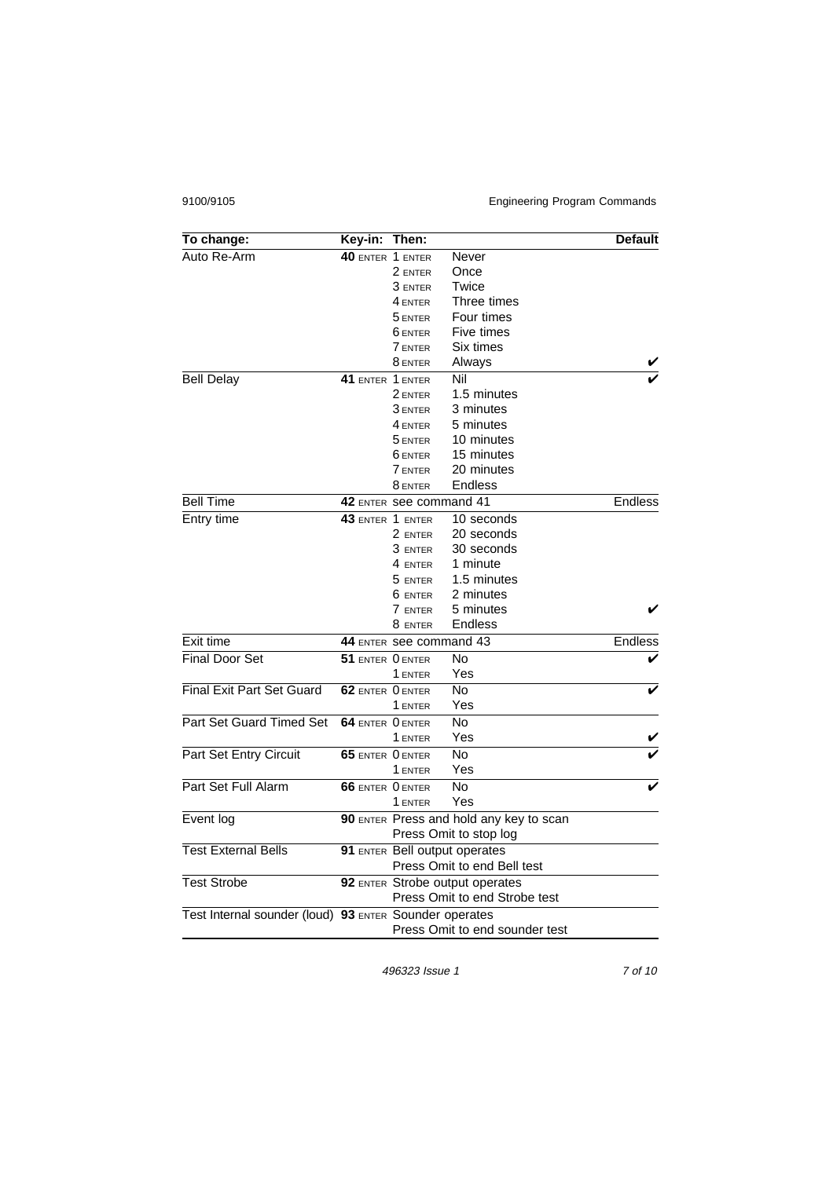| To change: | Key-in: | Then: | | Default |
|---|---|---|---|---|
| Auto Re-Arm | **40** ENTER | 1 ENTER | Never | |
| | | 2 ENTER | Once | |
| | | 3 ENTER | Twice | |
| | | 4 ENTER | Three times | |
| | | 5 ENTER | Four times | |
| | | 6 ENTER | Five times | |
| | | 7 ENTER | Six times | |
| | | 8 ENTER | Always | ✔ |
| Bell Delay | **41** ENTER | 1 ENTER | Nil | ✔ |
| | | 2 ENTER | 1.5 minutes | |
| | | 3 ENTER | 3 minutes | |
| | | 4 ENTER | 5 minutes | |
| | | 5 ENTER | 10 minutes | |
| | | 6 ENTER | 15 minutes | |
| | | 7 ENTER | 20 minutes | |
| | | 8 ENTER | Endless | |
| Bell Time | **42** ENTER | see command 41 | | Endless |
| Entry time | **43** ENTER | 1 ENTER | 10 seconds | |
| | | 2 ENTER | 20 seconds | |
| | | 3 ENTER | 30 seconds | |
| | | 4 ENTER | 1 minute | |
| | | 5 ENTER | 1.5 minutes | |
| | | 6 ENTER | 2 minutes | |
| | | 7 ENTER | 5 minutes | ✔ |
| | | 8 ENTER | Endless | |
| Exit time | **44** ENTER | see command 43 | | Endless |
| Final Door Set | **51** ENTER | 0 ENTER | No | ✔ |
| | | 1 ENTER | Yes | |
| Final Exit Part Set Guard | **62** ENTER | 0 ENTER | No | ✔ |
| | | 1 ENTER | Yes | |
| Part Set Guard Timed Set | **64** ENTER | 0 ENTER | No | |
| | | 1 ENTER | Yes | ✔ |
| Part Set Entry Circuit | **65** ENTER | 0 ENTER | No | ✔ |
| | | 1 ENTER | Yes | |
| Part Set Full Alarm | **66** ENTER | 0 ENTER | No | ✔ |
| | | 1 ENTER | Yes | |
| Event log | **90** ENTER | Press and hold any key to scan<br>Press Omit to stop log | | |
| Test External Bells | **91** ENTER | Bell output operates<br>Press Omit to end Bell test | | |
| Test Strobe | **92** ENTER | Strobe output operates<br>Press Omit to end Strobe test | | |
| Test Internal sounder (loud) | **93** ENTER | Sounder operates<br>Press Omit to end sounder test | | |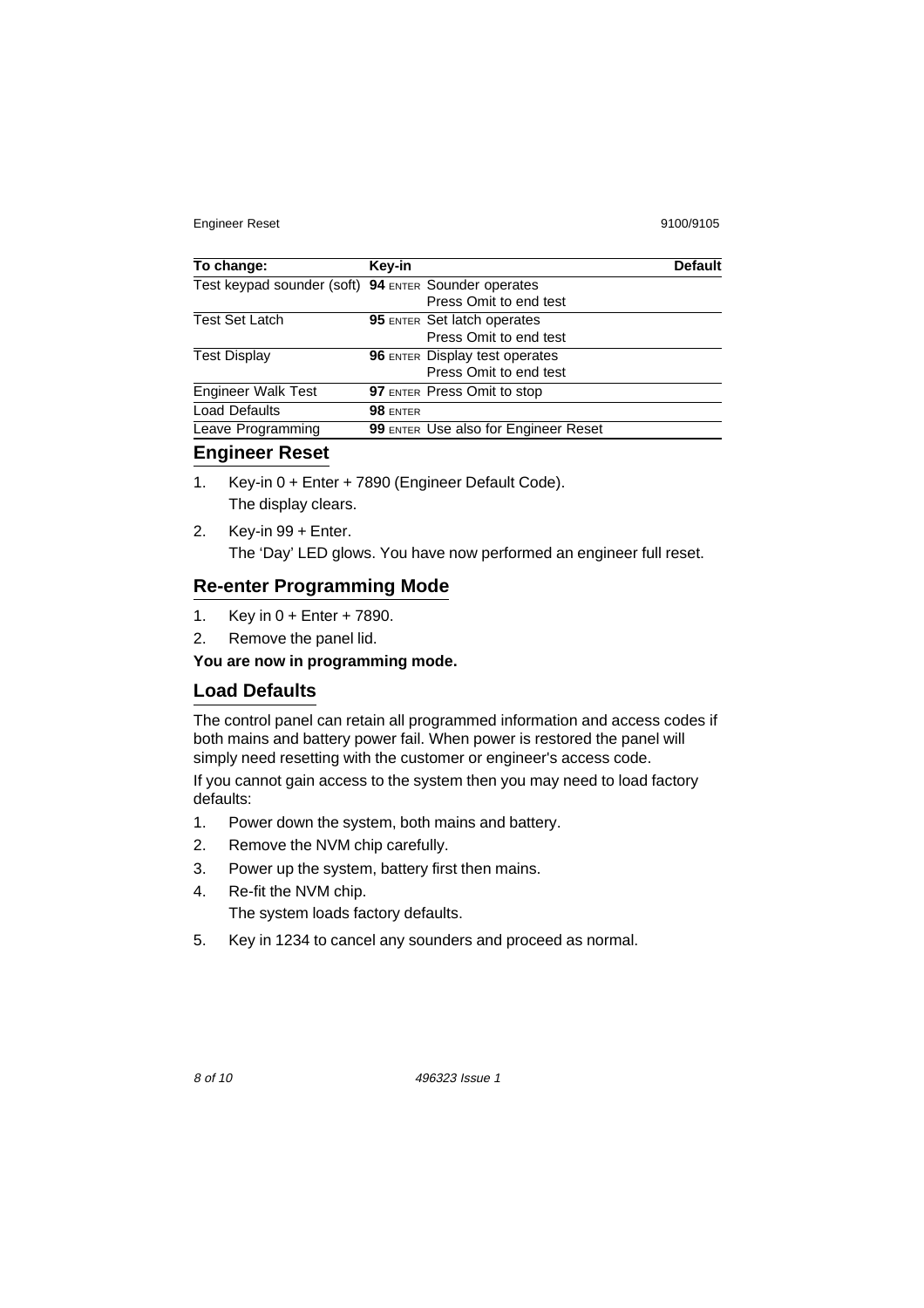| To change: | Key-in | Default |
| --- | --- | --- |
| Test keypad sounder (soft) | **94** ENTER Sounder operates<br>Press Omit to end test | |
| Test Set Latch | **95** ENTER Set latch operates<br>Press Omit to end test | |
| Test Display | **96** ENTER Display test operates<br>Press Omit to end test | |
| Engineer Walk Test | **97** ENTER Press Omit to stop | |
| Load Defaults | **98** ENTER | |
| Leave Programming | **99** ENTER Use also for Engineer Reset | |

## Engineer Reset

1. Key-in 0 + Enter + 7890 (Engineer Default Code).
   The display clears.
2. Key-in 99 + Enter.
   The 'Day' LED glows. You have now performed an engineer full reset.

## Re-enter Programming Mode

1. Key in 0 + Enter + 7890.
2. Remove the panel lid.

**You are now in programming mode.**

## Load Defaults

The control panel can retain all programmed information and access codes if both mains and battery power fail. When power is restored the panel will simply need resetting with the customer or engineer's access code.

If you cannot gain access to the system then you may need to load factory defaults:

1. Power down the system, both mains and battery.
2. Remove the NVM chip carefully.
3. Power up the system, battery first then mains.
4. Re-fit the NVM chip.
   The system loads factory defaults.
5. Key in 1234 to cancel any sounders and proceed as normal.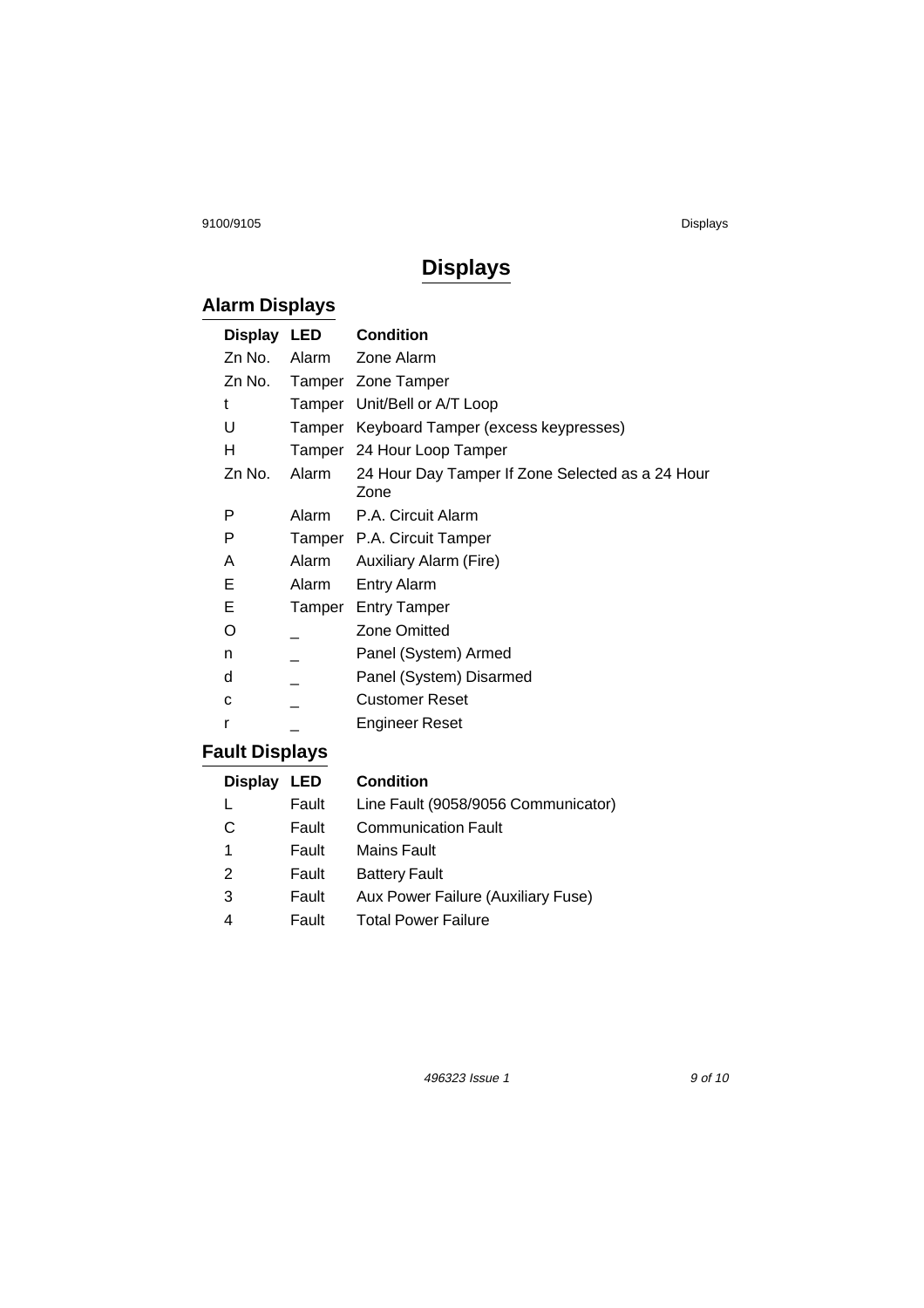# Displays

## Alarm Displays

| Display | LED | Condition |
| --- | --- | --- |
| Zn No. | Alarm | Zone Alarm |
| Zn No. | Tamper | Zone Tamper |
| t | Tamper | Unit/Bell or A/T Loop |
| U | Tamper | Keyboard Tamper (excess keypresses) |
| H | Tamper | 24 Hour Loop Tamper |
| Zn No. | Alarm | 24 Hour Day Tamper If Zone Selected as a 24 Hour Zone |
| P | Alarm | P.A. Circuit Alarm |
| P | Tamper | P.A. Circuit Tamper |
| A | Alarm | Auxiliary Alarm (Fire) |
| E | Alarm | Entry Alarm |
| E | Tamper | Entry Tamper |
| O | _ | Zone Omitted |
| n | _ | Panel (System) Armed |
| d | _ | Panel (System) Disarmed |
| c | _ | Customer Reset |
| r | _ | Engineer Reset |

## Fault Displays

| Display | LED | Condition |
| --- | --- | --- |
| L | Fault | Line Fault (9058/9056 Communicator) |
| C | Fault | Communication Fault |
| 1 | Fault | Mains Fault |
| 2 | Fault | Battery Fault |
| 3 | Fault | Aux Power Failure (Auxiliary Fuse) |
| 4 | Fault | Total Power Failure |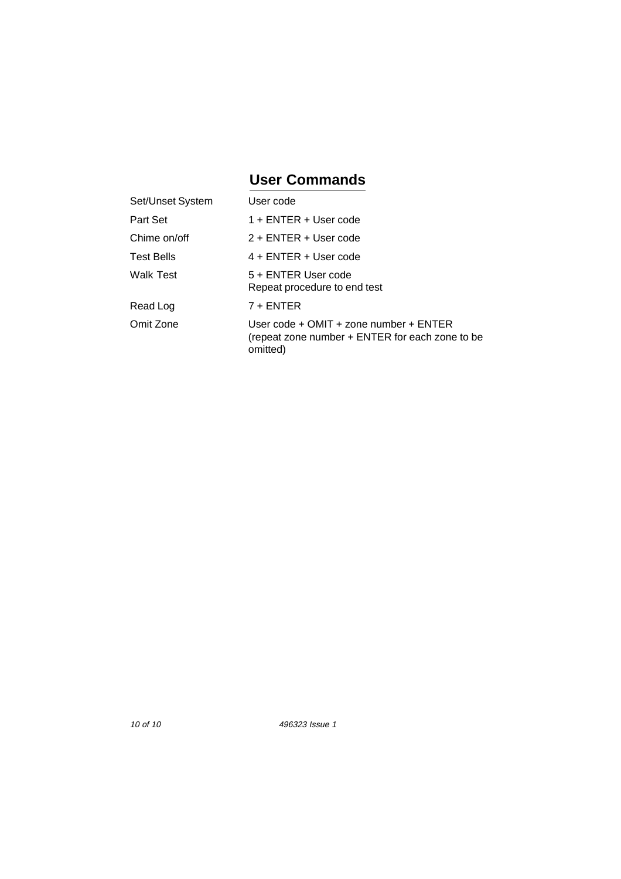## User Commands

| | |
|---|---|
| Set/Unset System | User code |
| Part Set | 1 + ENTER + User code |
| Chime on/off | 2 + ENTER + User code |
| Test Bells | 4 + ENTER + User code |
| Walk Test | 5 + ENTER User code<br>Repeat procedure to end test |
| Read Log | 7 + ENTER |
| Omit Zone | User code + OMIT + zone number + ENTER<br>(repeat zone number + ENTER for each zone to be omitted) |

*496323 Issue 1*